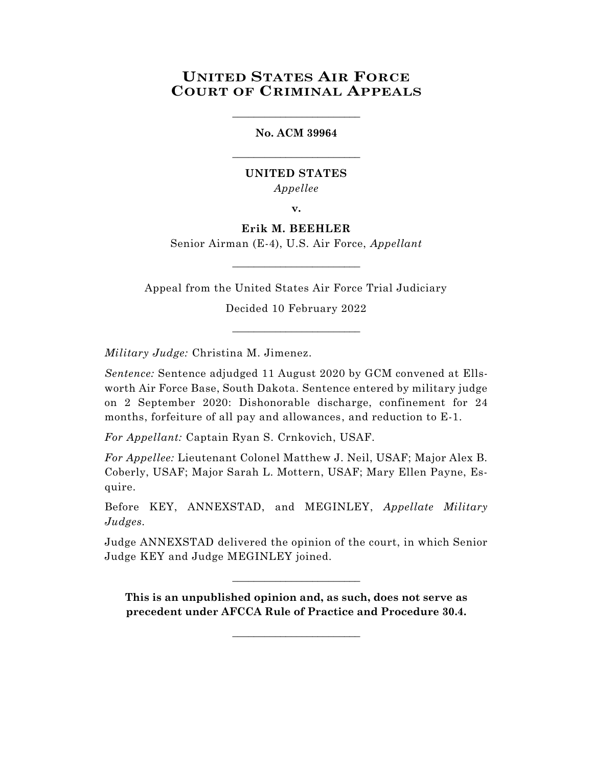# United States Air Force Court of Criminal Appeals

________________________

**No. ACM 39964**

________________________

**UNITED STATES**

*Appellee*

**v.**

**Erik M. BEEHLER**

Senior Airman (E-4), U.S. Air Force, *Appellant*

________________________

Appeal from the United States Air Force Trial Judiciary

Decided 10 February 2022

________________________

*Military Judge:* Christina M. Jimenez.

*Sentence:* Sentence adjudged 11 August 2020 by GCM convened at Ellsworth Air Force Base, South Dakota. Sentence entered by military judge on 2 September 2020: Dishonorable discharge, confinement for 24 months, forfeiture of all pay and allowances, and reduction to E-1.

*For Appellant:* Captain Ryan S. Crnkovich, USAF.

*For Appellee:* Lieutenant Colonel Matthew J. Neil, USAF; Major Alex B. Coberly, USAF; Major Sarah L. Mottern, USAF; Mary Ellen Payne, Esquire.

Before KEY, ANNEXSTAD, and MEGINLEY, *Appellate Military Judges*.

Judge ANNEXSTAD delivered the opinion of the court, in which Senior Judge KEY and Judge MEGINLEY joined.

________________________

**This is an unpublished opinion and, as such, does not serve as precedent under AFCCA Rule of Practice and Procedure 30.4.**

________________________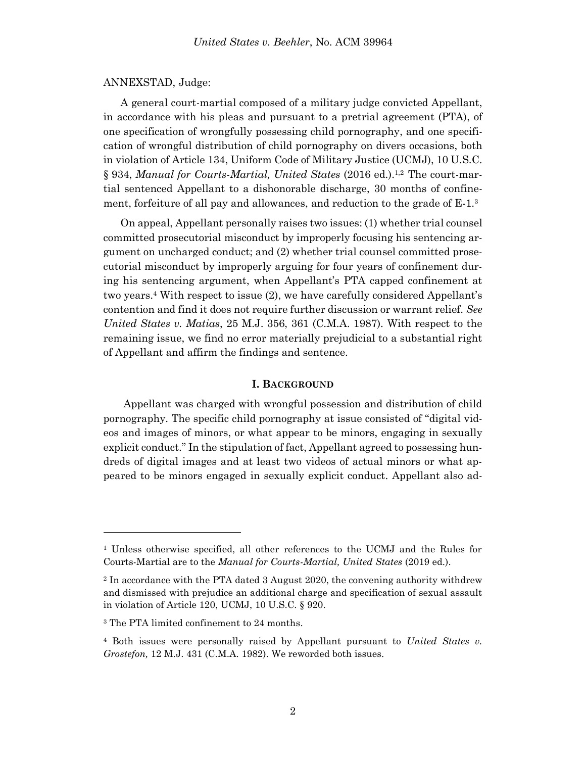ANNEXSTAD, Judge:

A general court-martial composed of a military judge convicted Appellant, in accordance with his pleas and pursuant to a pretrial agreement (PTA), of one specification of wrongfully possessing child pornography, and one specification of wrongful distribution of child pornography on divers occasions, both in violation of Article 134, Uniform Code of Military Justice (UCMJ), 10 U.S.C. § 934, *Manual for Courts-Martial, United States* (2016 ed.).[1,2] The court-martial sentenced Appellant to a dishonorable discharge, 30 months of confinement, forfeiture of all pay and allowances, and reduction to the grade of E-1.[3]

On appeal, Appellant personally raises two issues: (1) whether trial counsel committed prosecutorial misconduct by improperly focusing his sentencing argument on uncharged conduct; and (2) whether trial counsel committed prosecutorial misconduct by improperly arguing for four years of confinement during his sentencing argument, when Appellant's PTA capped confinement at two years.[4] With respect to issue (2), we have carefully considered Appellant's contention and find it does not require further discussion or warrant relief. *See United States v. Matias*, 25 M.J. 356, 361 (C.M.A. 1987). With respect to the remaining issue, we find no error materially prejudicial to a substantial right of Appellant and affirm the findings and sentence.

## I. BACKGROUND

Appellant was charged with wrongful possession and distribution of child pornography. The specific child pornography at issue consisted of "digital videos and images of minors, or what appear to be minors, engaging in sexually explicit conduct." In the stipulation of fact, Appellant agreed to possessing hundreds of digital images and at least two videos of actual minors or what appeared to be minors engaged in sexually explicit conduct. Appellant also ad-

---

[1] Unless otherwise specified, all other references to the UCMJ and the Rules for Courts-Martial are to the *Manual for Courts-Martial, United States* (2019 ed.).

[2] In accordance with the PTA dated 3 August 2020, the convening authority withdrew and dismissed with prejudice an additional charge and specification of sexual assault in violation of Article 120, UCMJ, 10 U.S.C. § 920.

[3] The PTA limited confinement to 24 months.

[4] Both issues were personally raised by Appellant pursuant to *United States v. Grostefon,* 12 M.J. 431 (C.M.A. 1982). We reworded both issues.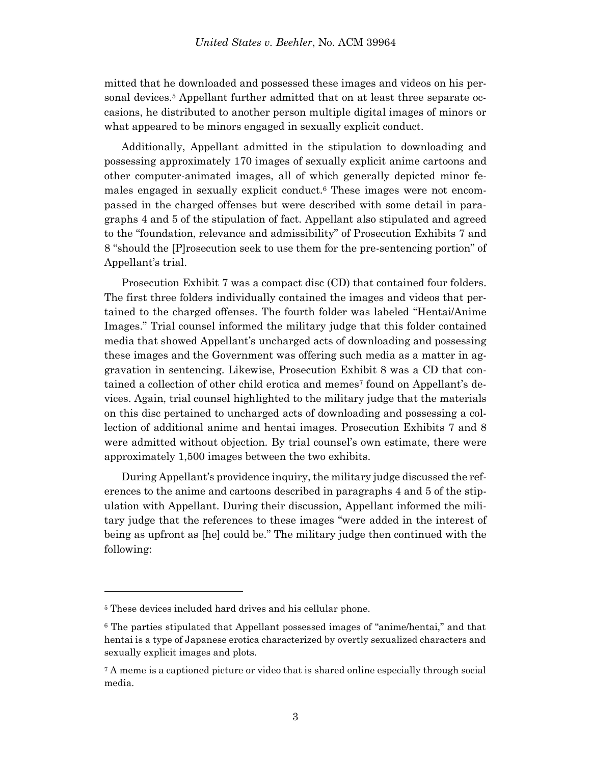mitted that he downloaded and possessed these images and videos on his personal devices.[5] Appellant further admitted that on at least three separate occasions, he distributed to another person multiple digital images of minors or what appeared to be minors engaged in sexually explicit conduct.

Additionally, Appellant admitted in the stipulation to downloading and possessing approximately 170 images of sexually explicit anime cartoons and other computer-animated images, all of which generally depicted minor females engaged in sexually explicit conduct.[6] These images were not encompassed in the charged offenses but were described with some detail in paragraphs 4 and 5 of the stipulation of fact. Appellant also stipulated and agreed to the "foundation, relevance and admissibility" of Prosecution Exhibits 7 and 8 "should the [P]rosecution seek to use them for the pre-sentencing portion" of Appellant's trial.

Prosecution Exhibit 7 was a compact disc (CD) that contained four folders. The first three folders individually contained the images and videos that pertained to the charged offenses. The fourth folder was labeled "Hentai/Anime Images." Trial counsel informed the military judge that this folder contained media that showed Appellant's uncharged acts of downloading and possessing these images and the Government was offering such media as a matter in aggravation in sentencing. Likewise, Prosecution Exhibit 8 was a CD that contained a collection of other child erotica and memes[7] found on Appellant's devices. Again, trial counsel highlighted to the military judge that the materials on this disc pertained to uncharged acts of downloading and possessing a collection of additional anime and hentai images. Prosecution Exhibits 7 and 8 were admitted without objection. By trial counsel's own estimate, there were approximately 1,500 images between the two exhibits.

During Appellant's providence inquiry, the military judge discussed the references to the anime and cartoons described in paragraphs 4 and 5 of the stipulation with Appellant. During their discussion, Appellant informed the military judge that the references to these images "were added in the interest of being as upfront as [he] could be." The military judge then continued with the following:

---

[5] These devices included hard drives and his cellular phone.

[6] The parties stipulated that Appellant possessed images of "anime/hentai," and that hentai is a type of Japanese erotica characterized by overtly sexualized characters and sexually explicit images and plots.

[7] A meme is a captioned picture or video that is shared online especially through social media.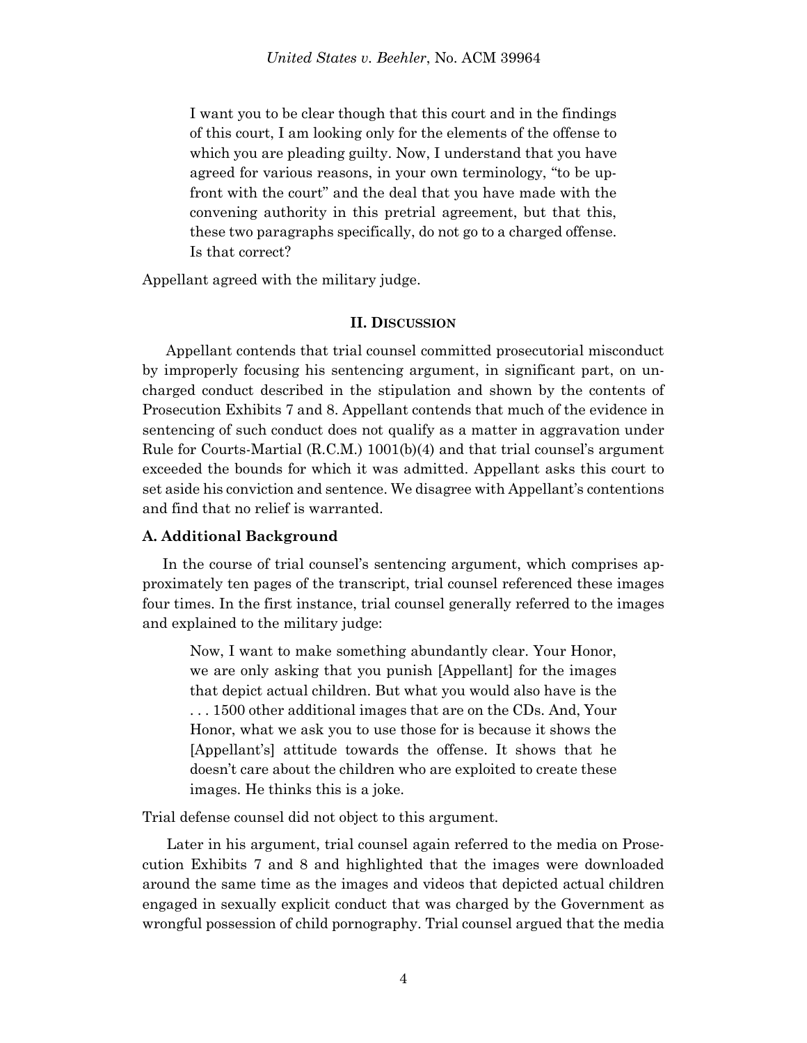> I want you to be clear though that this court and in the findings of this court, I am looking only for the elements of the offense to which you are pleading guilty. Now, I understand that you have agreed for various reasons, in your own terminology, "to be up-front with the court" and the deal that you have made with the convening authority in this pretrial agreement, but that this, these two paragraphs specifically, do not go to a charged offense. Is that correct?

Appellant agreed with the military judge.

## II. Discussion

Appellant contends that trial counsel committed prosecutorial misconduct by improperly focusing his sentencing argument, in significant part, on uncharged conduct described in the stipulation and shown by the contents of Prosecution Exhibits 7 and 8. Appellant contends that much of the evidence in sentencing of such conduct does not qualify as a matter in aggravation under Rule for Courts-Martial (R.C.M.) 1001(b)(4) and that trial counsel's argument exceeded the bounds for which it was admitted. Appellant asks this court to set aside his conviction and sentence. We disagree with Appellant's contentions and find that no relief is warranted.

### A. Additional Background

In the course of trial counsel's sentencing argument, which comprises approximately ten pages of the transcript, trial counsel referenced these images four times. In the first instance, trial counsel generally referred to the images and explained to the military judge:

> Now, I want to make something abundantly clear. Your Honor, we are only asking that you punish [Appellant] for the images that depict actual children. But what you would also have is the . . . 1500 other additional images that are on the CDs. And, Your Honor, what we ask you to use those for is because it shows the [Appellant's] attitude towards the offense. It shows that he doesn't care about the children who are exploited to create these images. He thinks this is a joke.

Trial defense counsel did not object to this argument.

Later in his argument, trial counsel again referred to the media on Prosecution Exhibits 7 and 8 and highlighted that the images were downloaded around the same time as the images and videos that depicted actual children engaged in sexually explicit conduct that was charged by the Government as wrongful possession of child pornography. Trial counsel argued that the media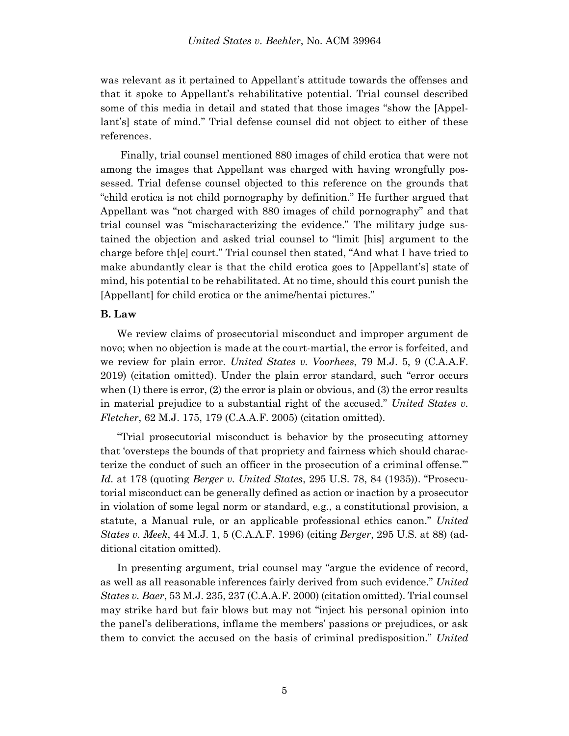was relevant as it pertained to Appellant's attitude towards the offenses and that it spoke to Appellant's rehabilitative potential. Trial counsel described some of this media in detail and stated that those images "show the [Appellant's] state of mind." Trial defense counsel did not object to either of these references.

Finally, trial counsel mentioned 880 images of child erotica that were not among the images that Appellant was charged with having wrongfully possessed. Trial defense counsel objected to this reference on the grounds that "child erotica is not child pornography by definition." He further argued that Appellant was "not charged with 880 images of child pornography" and that trial counsel was "mischaracterizing the evidence." The military judge sustained the objection and asked trial counsel to "limit [his] argument to the charge before th[e] court." Trial counsel then stated, "And what I have tried to make abundantly clear is that the child erotica goes to [Appellant's] state of mind, his potential to be rehabilitated. At no time, should this court punish the [Appellant] for child erotica or the anime/hentai pictures."

### B. Law

We review claims of prosecutorial misconduct and improper argument de novo; when no objection is made at the court-martial, the error is forfeited, and we review for plain error. *United States v. Voorhees*, 79 M.J. 5, 9 (C.A.A.F. 2019) (citation omitted). Under the plain error standard, such "error occurs when (1) there is error, (2) the error is plain or obvious, and (3) the error results in material prejudice to a substantial right of the accused." *United States v. Fletcher*, 62 M.J. 175, 179 (C.A.A.F. 2005) (citation omitted).

"Trial prosecutorial misconduct is behavior by the prosecuting attorney that 'oversteps the bounds of that propriety and fairness which should characterize the conduct of such an officer in the prosecution of a criminal offense.'" *Id.* at 178 (quoting *Berger v. United States*, 295 U.S. 78, 84 (1935)). "Prosecutorial misconduct can be generally defined as action or inaction by a prosecutor in violation of some legal norm or standard, e.g., a constitutional provision, a statute, a Manual rule, or an applicable professional ethics canon." *United States v. Meek*, 44 M.J. 1, 5 (C.A.A.F. 1996) (citing *Berger*, 295 U.S. at 88) (additional citation omitted).

In presenting argument, trial counsel may "argue the evidence of record, as well as all reasonable inferences fairly derived from such evidence." *United States v. Baer*, 53 M.J. 235, 237 (C.A.A.F. 2000) (citation omitted). Trial counsel may strike hard but fair blows but may not "inject his personal opinion into the panel's deliberations, inflame the members' passions or prejudices, or ask them to convict the accused on the basis of criminal predisposition." *United*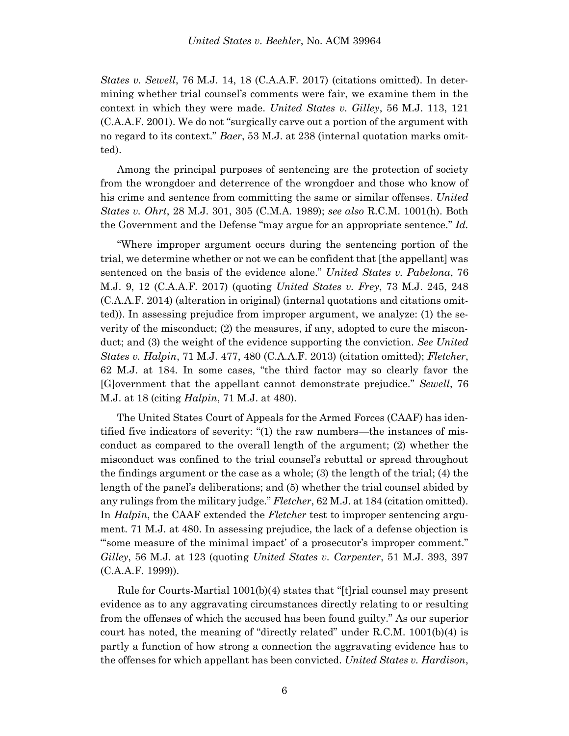*States v. Sewell*, 76 M.J. 14, 18 (C.A.A.F. 2017) (citations omitted). In determining whether trial counsel's comments were fair, we examine them in the context in which they were made. *United States v. Gilley*, 56 M.J. 113, 121 (C.A.A.F. 2001). We do not "surgically carve out a portion of the argument with no regard to its context." *Baer*, 53 M.J. at 238 (internal quotation marks omitted).

Among the principal purposes of sentencing are the protection of society from the wrongdoer and deterrence of the wrongdoer and those who know of his crime and sentence from committing the same or similar offenses. *United States v. Ohrt*, 28 M.J. 301, 305 (C.M.A. 1989); *see also* R.C.M. 1001(h). Both the Government and the Defense "may argue for an appropriate sentence." *Id.*

"Where improper argument occurs during the sentencing portion of the trial, we determine whether or not we can be confident that [the appellant] was sentenced on the basis of the evidence alone." *United States v. Pabelona*, 76 M.J. 9, 12 (C.A.A.F. 2017) (quoting *United States v. Frey*, 73 M.J. 245, 248 (C.A.A.F. 2014) (alteration in original) (internal quotations and citations omitted)). In assessing prejudice from improper argument, we analyze: (1) the severity of the misconduct; (2) the measures, if any, adopted to cure the misconduct; and (3) the weight of the evidence supporting the conviction. *See United States v. Halpin*, 71 M.J. 477, 480 (C.A.A.F. 2013) (citation omitted); *Fletcher*, 62 M.J. at 184. In some cases, "the third factor may so clearly favor the [G]overnment that the appellant cannot demonstrate prejudice." *Sewell*, 76 M.J. at 18 (citing *Halpin*, 71 M.J. at 480).

The United States Court of Appeals for the Armed Forces (CAAF) has identified five indicators of severity: "(1) the raw numbers—the instances of misconduct as compared to the overall length of the argument; (2) whether the misconduct was confined to the trial counsel's rebuttal or spread throughout the findings argument or the case as a whole; (3) the length of the trial; (4) the length of the panel's deliberations; and (5) whether the trial counsel abided by any rulings from the military judge." *Fletcher*, 62 M.J. at 184 (citation omitted). In *Halpin*, the CAAF extended the *Fletcher* test to improper sentencing argument. 71 M.J. at 480. In assessing prejudice, the lack of a defense objection is "'some measure of the minimal impact' of a prosecutor's improper comment." *Gilley*, 56 M.J. at 123 (quoting *United States v. Carpenter*, 51 M.J. 393, 397 (C.A.A.F. 1999)).

Rule for Courts-Martial 1001(b)(4) states that "[t]rial counsel may present evidence as to any aggravating circumstances directly relating to or resulting from the offenses of which the accused has been found guilty." As our superior court has noted, the meaning of "directly related" under R.C.M. 1001(b)(4) is partly a function of how strong a connection the aggravating evidence has to the offenses for which appellant has been convicted. *United States v. Hardison*,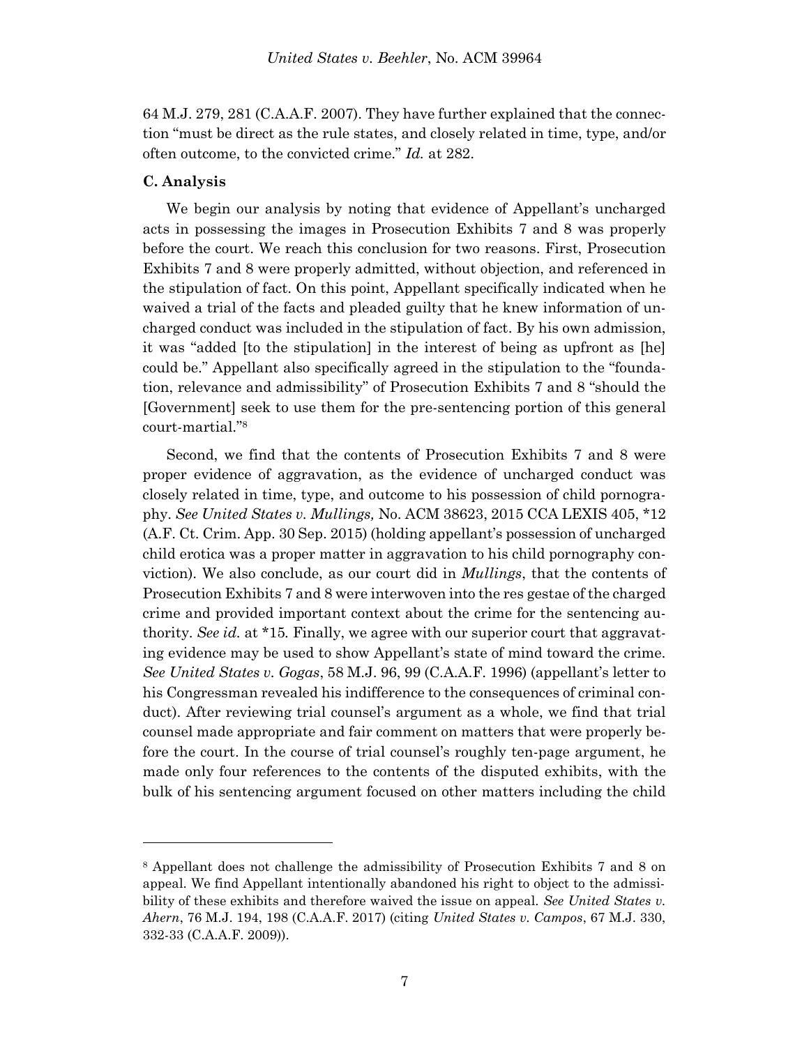64 M.J. 279, 281 (C.A.A.F. 2007). They have further explained that the connection "must be direct as the rule states, and closely related in time, type, and/or often outcome, to the convicted crime." *Id.* at 282.

### C. Analysis

We begin our analysis by noting that evidence of Appellant's uncharged acts in possessing the images in Prosecution Exhibits 7 and 8 was properly before the court. We reach this conclusion for two reasons. First, Prosecution Exhibits 7 and 8 were properly admitted, without objection, and referenced in the stipulation of fact. On this point, Appellant specifically indicated when he waived a trial of the facts and pleaded guilty that he knew information of uncharged conduct was included in the stipulation of fact. By his own admission, it was "added [to the stipulation] in the interest of being as upfront as [he] could be." Appellant also specifically agreed in the stipulation to the "foundation, relevance and admissibility" of Prosecution Exhibits 7 and 8 "should the [Government] seek to use them for the pre-sentencing portion of this general court-martial."[8]

Second, we find that the contents of Prosecution Exhibits 7 and 8 were proper evidence of aggravation, as the evidence of uncharged conduct was closely related in time, type, and outcome to his possession of child pornography. *See United States v. Mullings,* No. ACM 38623, 2015 CCA LEXIS 405, *12 (A.F. Ct. Crim. App. 30 Sep. 2015) (holding appellant's possession of uncharged child erotica was a proper matter in aggravation to his child pornography conviction). We also conclude, as our court did in *Mullings*, that the contents of Prosecution Exhibits 7 and 8 were interwoven into the res gestae of the charged crime and provided important context about the crime for the sentencing authority. *See id.* at *15. Finally, we agree with our superior court that aggravating evidence may be used to show Appellant's state of mind toward the crime. *See United States v. Gogas*, 58 M.J. 96, 99 (C.A.A.F. 1996) (appellant's letter to his Congressman revealed his indifference to the consequences of criminal conduct). After reviewing trial counsel's argument as a whole, we find that trial counsel made appropriate and fair comment on matters that were properly before the court. In the course of trial counsel's roughly ten-page argument, he made only four references to the contents of the disputed exhibits, with the bulk of his sentencing argument focused on other matters including the child

---

[8] Appellant does not challenge the admissibility of Prosecution Exhibits 7 and 8 on appeal. We find Appellant intentionally abandoned his right to object to the admissibility of these exhibits and therefore waived the issue on appeal. *See United States v. Ahern*, 76 M.J. 194, 198 (C.A.A.F. 2017) (citing *United States v. Campos*, 67 M.J. 330, 332-33 (C.A.A.F. 2009)).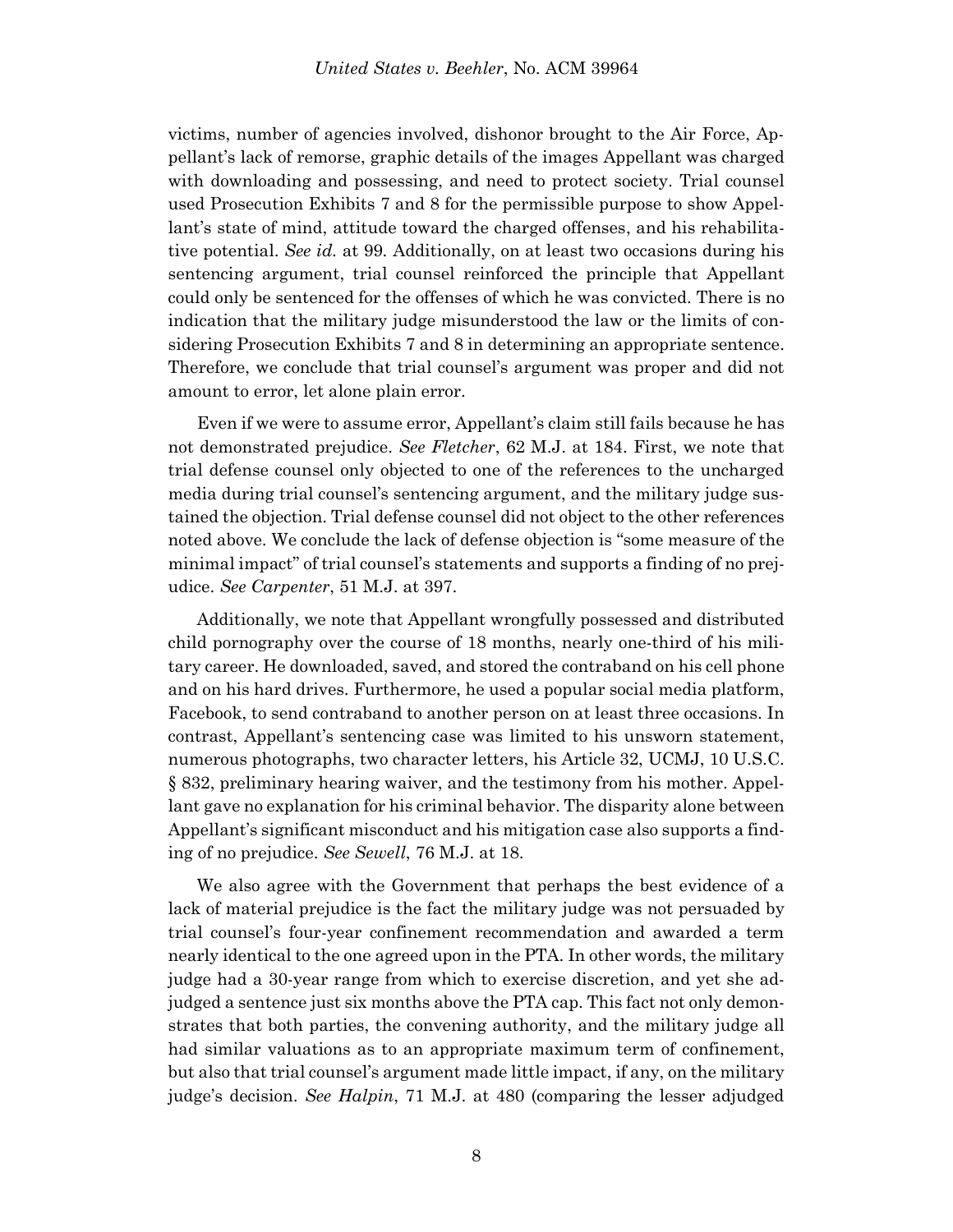victims, number of agencies involved, dishonor brought to the Air Force, Appellant's lack of remorse, graphic details of the images Appellant was charged with downloading and possessing, and need to protect society. Trial counsel used Prosecution Exhibits 7 and 8 for the permissible purpose to show Appellant's state of mind, attitude toward the charged offenses, and his rehabilitative potential. *See id.* at 99. Additionally, on at least two occasions during his sentencing argument, trial counsel reinforced the principle that Appellant could only be sentenced for the offenses of which he was convicted. There is no indication that the military judge misunderstood the law or the limits of considering Prosecution Exhibits 7 and 8 in determining an appropriate sentence. Therefore, we conclude that trial counsel's argument was proper and did not amount to error, let alone plain error.

Even if we were to assume error, Appellant's claim still fails because he has not demonstrated prejudice. *See Fletcher*, 62 M.J. at 184. First, we note that trial defense counsel only objected to one of the references to the uncharged media during trial counsel's sentencing argument, and the military judge sustained the objection. Trial defense counsel did not object to the other references noted above. We conclude the lack of defense objection is "some measure of the minimal impact" of trial counsel's statements and supports a finding of no prejudice. *See Carpenter*, 51 M.J. at 397.

Additionally, we note that Appellant wrongfully possessed and distributed child pornography over the course of 18 months, nearly one-third of his military career. He downloaded, saved, and stored the contraband on his cell phone and on his hard drives. Furthermore, he used a popular social media platform, Facebook, to send contraband to another person on at least three occasions. In contrast, Appellant's sentencing case was limited to his unsworn statement, numerous photographs, two character letters, his Article 32, UCMJ, 10 U.S.C. § 832, preliminary hearing waiver, and the testimony from his mother. Appellant gave no explanation for his criminal behavior. The disparity alone between Appellant's significant misconduct and his mitigation case also supports a finding of no prejudice. *See Sewell*, 76 M.J. at 18.

We also agree with the Government that perhaps the best evidence of a lack of material prejudice is the fact the military judge was not persuaded by trial counsel's four-year confinement recommendation and awarded a term nearly identical to the one agreed upon in the PTA. In other words, the military judge had a 30-year range from which to exercise discretion, and yet she adjudged a sentence just six months above the PTA cap. This fact not only demonstrates that both parties, the convening authority, and the military judge all had similar valuations as to an appropriate maximum term of confinement, but also that trial counsel's argument made little impact, if any, on the military judge's decision. *See Halpin*, 71 M.J. at 480 (comparing the lesser adjudged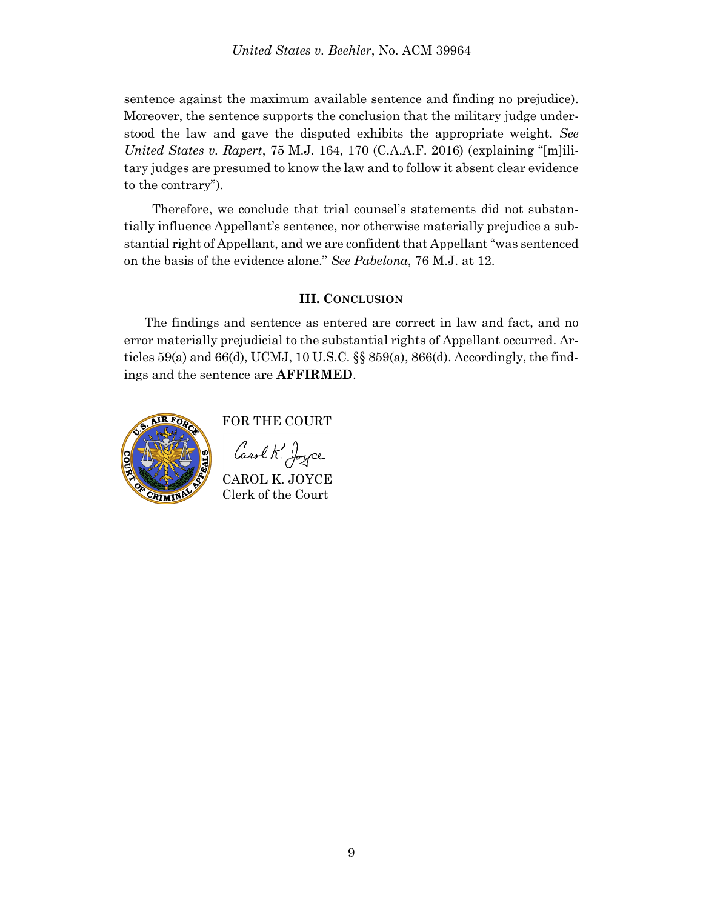sentence against the maximum available sentence and finding no prejudice). Moreover, the sentence supports the conclusion that the military judge understood the law and gave the disputed exhibits the appropriate weight. *See United States v. Rapert*, 75 M.J. 164, 170 (C.A.A.F. 2016) (explaining "[m]ilitary judges are presumed to know the law and to follow it absent clear evidence to the contrary").

Therefore, we conclude that trial counsel's statements did not substantially influence Appellant's sentence, nor otherwise materially prejudice a substantial right of Appellant, and we are confident that Appellant "was sentenced on the basis of the evidence alone." *See Pabelona*, 76 M.J. at 12.

## III. CONCLUSION

The findings and sentence as entered are correct in law and fact, and no error materially prejudicial to the substantial rights of Appellant occurred. Articles 59(a) and 66(d), UCMJ, 10 U.S.C. §§ 859(a), 866(d). Accordingly, the findings and the sentence are **AFFIRMED**.

FOR THE COURT

CAROL K. JOYCE
Clerk of the Court